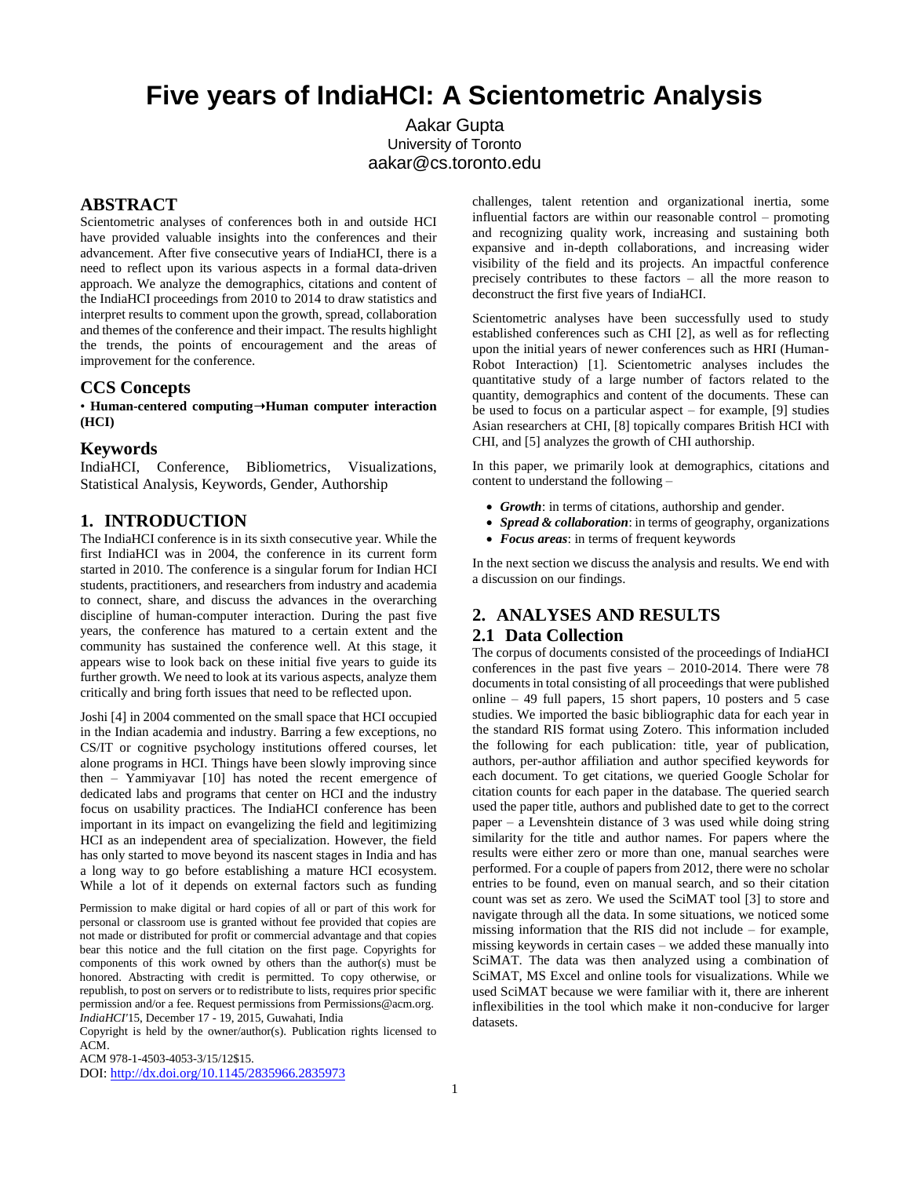# Five years of IndiaHCI: A Scientometric Analysis

Aakar Gupta
University of Toronto
aakar@cs.toronto.edu

## ABSTRACT

Scientometric analyses of conferences both in and outside HCI have provided valuable insights into the conferences and their advancement. After five consecutive years of IndiaHCI, there is a need to reflect upon its various aspects in a formal data-driven approach. We analyze the demographics, citations and content of the IndiaHCI proceedings from 2010 to 2014 to draw statistics and interpret results to comment upon the growth, spread, collaboration and themes of the conference and their impact. The results highlight the trends, the points of encouragement and the areas of improvement for the conference.

## CCS Concepts

• **Human-centered computing→Human computer interaction (HCI)**

## Keywords

IndiaHCI, Conference, Bibliometrics, Visualizations, Statistical Analysis, Keywords, Gender, Authorship

## 1. INTRODUCTION

The IndiaHCI conference is in its sixth consecutive year. While the first IndiaHCI was in 2004, the conference in its current form started in 2010. The conference is a singular forum for Indian HCI students, practitioners, and researchers from industry and academia to connect, share, and discuss the advances in the overarching discipline of human-computer interaction. During the past five years, the conference has matured to a certain extent and the community has sustained the conference well. At this stage, it appears wise to look back on these initial five years to guide its further growth. We need to look at its various aspects, analyze them critically and bring forth issues that need to be reflected upon.

Joshi [4] in 2004 commented on the small space that HCI occupied in the Indian academia and industry. Barring a few exceptions, no CS/IT or cognitive psychology institutions offered courses, let alone programs in HCI. Things have been slowly improving since then – Yammiyavar [10] has noted the recent emergence of dedicated labs and programs that center on HCI and the industry focus on usability practices. The IndiaHCI conference has been important in its impact on evangelizing the field and legitimizing HCI as an independent area of specialization. However, the field has only started to move beyond its nascent stages in India and has a long way to go before establishing a mature HCI ecosystem. While a lot of it depends on external factors such as funding challenges, talent retention and organizational inertia, some influential factors are within our reasonable control – promoting and recognizing quality work, increasing and sustaining both expansive and in-depth collaborations, and increasing wider visibility of the field and its projects. An impactful conference precisely contributes to these factors – all the more reason to deconstruct the first five years of IndiaHCI.

Scientometric analyses have been successfully used to study established conferences such as CHI [2], as well as for reflecting upon the initial years of newer conferences such as HRI (Human-Robot Interaction) [1]. Scientometric analyses includes the quantitative study of a large number of factors related to the quantity, demographics and content of the documents. These can be used to focus on a particular aspect – for example, [9] studies Asian researchers at CHI, [8] topically compares British HCI with CHI, and [5] analyzes the growth of CHI authorship.

In this paper, we primarily look at demographics, citations and content to understand the following –

- ***Growth***: in terms of citations, authorship and gender.
- ***Spread & collaboration***: in terms of geography, organizations
- ***Focus areas***: in terms of frequent keywords

In the next section we discuss the analysis and results. We end with a discussion on our findings.

## 2. ANALYSES AND RESULTS

### 2.1 Data Collection

The corpus of documents consisted of the proceedings of IndiaHCI conferences in the past five years – 2010-2014. There were 78 documents in total consisting of all proceedings that were published online – 49 full papers, 15 short papers, 10 posters and 5 case studies. We imported the basic bibliographic data for each year in the standard RIS format using Zotero. This information included the following for each publication: title, year of publication, authors, per-author affiliation and author specified keywords for each document. To get citations, we queried Google Scholar for citation counts for each paper in the database. The queried search used the paper title, authors and published date to get to the correct paper – a Levenshtein distance of 3 was used while doing string similarity for the title and author names. For papers where the results were either zero or more than one, manual searches were performed. For a couple of papers from 2012, there were no scholar entries to be found, even on manual search, and so their citation count was set as zero. We used the SciMAT tool [3] to store and navigate through all the data. In some situations, we noticed some missing information that the RIS did not include – for example, missing keywords in certain cases – we added these manually into SciMAT. The data was then analyzed using a combination of SciMAT, MS Excel and online tools for visualizations. While we used SciMAT because we were familiar with it, there are inherent inflexibilities in the tool which make it non-conducive for larger datasets.

Permission to make digital or hard copies of all or part of this work for personal or classroom use is granted without fee provided that copies are not made or distributed for profit or commercial advantage and that copies bear this notice and the full citation on the first page. Copyrights for components of this work owned by others than the author(s) must be honored. Abstracting with credit is permitted. To copy otherwise, or republish, to post on servers or to redistribute to lists, requires prior specific permission and/or a fee. Request permissions from Permissions@acm.org.
*IndiaHCI'*15, December 17 - 19, 2015, Guwahati, India
Copyright is held by the owner/author(s). Publication rights licensed to ACM.
ACM 978-1-4503-4053-3/15/12$15.
DOI: http://dx.doi.org/10.1145/2835966.2835973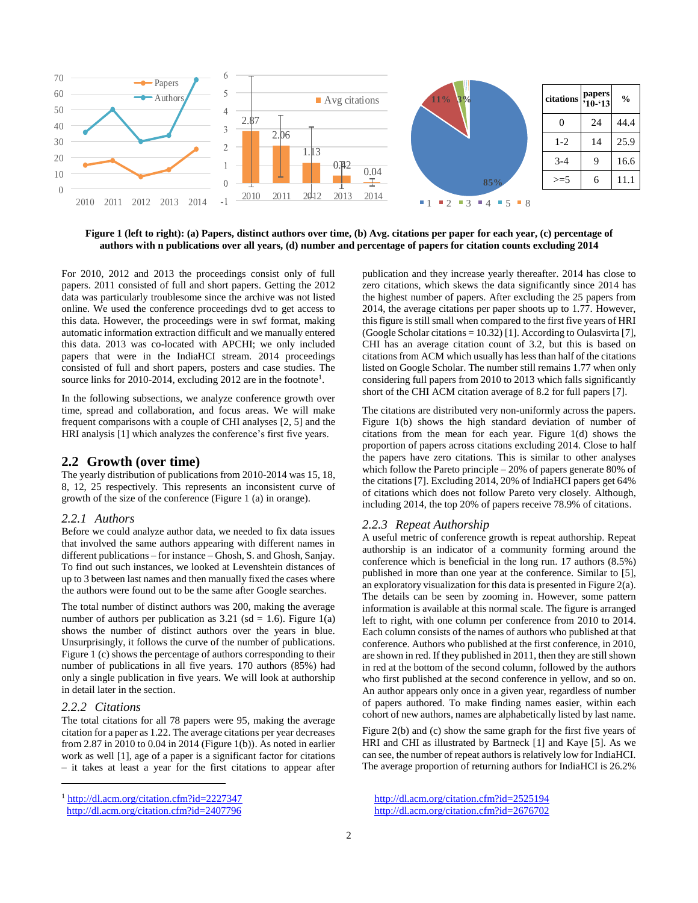| citations | papers '10-'13 | % |
|---|---|---|
| 0 | 24 | 44.4 |
| 1-2 | 14 | 25.9 |
| 3-4 | 9 | 16.6 |
| >=5 | 6 | 11.1 |

**Figure 1 (left to right): (a) Papers, distinct authors over time, (b) Avg. citations per paper for each year, (c) percentage of authors with n publications over all years, (d) number and percentage of papers for citation counts excluding 2014**

For 2010, 2012 and 2013 the proceedings consist only of full papers. 2011 consisted of full and short papers. Getting the 2012 data was particularly troublesome since the archive was not listed online. We used the conference proceedings dvd to get access to this data. However, the proceedings were in swf format, making automatic information extraction difficult and we manually entered this data. 2013 was co-located with APCHI; we only included papers that were in the IndiaHCI stream. 2014 proceedings consisted of full and short papers, posters and case studies. The source links for 2010-2014, excluding 2012 are in the footnote[1].

In the following subsections, we analyze conference growth over time, spread and collaboration, and focus areas. We will make frequent comparisons with a couple of CHI analyses [2, 5] and the HRI analysis [1] which analyzes the conference's first five years.

## 2.2 Growth (over time)

The yearly distribution of publications from 2010-2014 was 15, 18, 8, 12, 25 respectively. This represents an inconsistent curve of growth of the size of the conference (Figure 1 (a) in orange).

### *2.2.1 Authors*

Before we could analyze author data, we needed to fix data issues that involved the same authors appearing with different names in different publications – for instance – Ghosh, S. and Ghosh, Sanjay. To find out such instances, we looked at Levenshtein distances of up to 3 between last names and then manually fixed the cases where the authors were found out to be the same after Google searches.

The total number of distinct authors was 200, making the average number of authors per publication as 3.21 (sd = 1.6). Figure 1(a) shows the number of distinct authors over the years in blue. Unsurprisingly, it follows the curve of the number of publications. Figure 1 (c) shows the percentage of authors corresponding to their number of publications in all five years. 170 authors (85%) had only a single publication in five years. We will look at authorship in detail later in the section.

### *2.2.2 Citations*

The total citations for all 78 papers were 95, making the average citation for a paper as 1.22. The average citations per year decreases from 2.87 in 2010 to 0.04 in 2014 (Figure 1(b)). As noted in earlier work as well [1], age of a paper is a significant factor for citations – it takes at least a year for the first citations to appear after publication and they increase yearly thereafter. 2014 has close to zero citations, which skews the data significantly since 2014 has the highest number of papers. After excluding the 25 papers from 2014, the average citations per paper shoots up to 1.77. However, this figure is still small when compared to the first five years of HRI (Google Scholar citations = 10.32) [1]. According to Oulasvirta [7], CHI has an average citation count of 3.2, but this is based on citations from ACM which usually has less than half of the citations listed on Google Scholar. The number still remains 1.77 when only considering full papers from 2010 to 2013 which falls significantly short of the CHI ACM citation average of 8.2 for full papers [7].

The citations are distributed very non-uniformly across the papers. Figure 1(b) shows the high standard deviation of number of citations from the mean for each year. Figure 1(d) shows the proportion of papers across citations excluding 2014. Close to half the papers have zero citations. This is similar to other analyses which follow the Pareto principle – 20% of papers generate 80% of the citations [7]. Excluding 2014, 20% of IndiaHCI papers get 64% of citations which does not follow Pareto very closely. Although, including 2014, the top 20% of papers receive 78.9% of citations.

### *2.2.3 Repeat Authorship*

A useful metric of conference growth is repeat authorship. Repeat authorship is an indicator of a community forming around the conference which is beneficial in the long run. 17 authors (8.5%) published in more than one year at the conference. Similar to [5], an exploratory visualization for this data is presented in Figure 2(a). The details can be seen by zooming in. However, some pattern information is available at this normal scale. The figure is arranged left to right, with one column per conference from 2010 to 2014. Each column consists of the names of authors who published at that conference. Authors who published at the first conference, in 2010, are shown in red. If they published in 2011, then they are still shown in red at the bottom of the second column, followed by the authors who first published at the second conference in yellow, and so on. An author appears only once in a given year, regardless of number of papers authored. To make finding names easier, within each cohort of new authors, names are alphabetically listed by last name.

Figure 2(b) and (c) show the same graph for the first five years of HRI and CHI as illustrated by Bartneck [1] and Kaye [5]. As we can see, the number of repeat authors is relatively low for IndiaHCI. The average proportion of returning authors for IndiaHCI is 26.2%

---

[1] http://dl.acm.org/citation.cfm?id=2227347
http://dl.acm.org/citation.cfm?id=2407796
http://dl.acm.org/citation.cfm?id=2525194
http://dl.acm.org/citation.cfm?id=2676702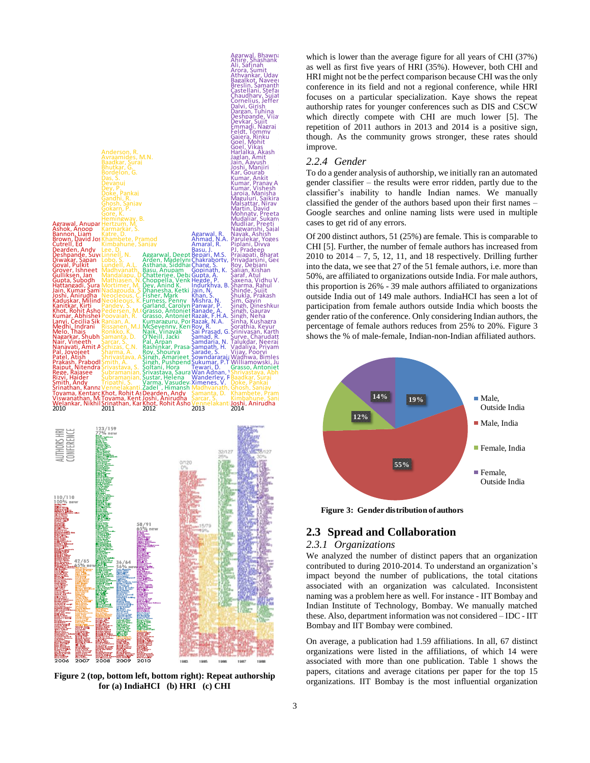which is lower than the average figure for all years of CHI (37%) as well as first five years of HRI (35%). However, both CHI and HRI might not be the perfect comparison because CHI was the only conference in its field and not a regional conference, while HRI focuses on a particular specialization. Kaye shows the repeat authorship rates for younger conferences such as DIS and CSCW which directly compete with CHI are much lower [5]. The repetition of 2011 authors in 2013 and 2014 is a positive sign, though. As the community grows stronger, these rates should improve.

### 2.2.4 Gender

To do a gender analysis of authorship, we initially ran an automated gender classifier – the results were error ridden, partly due to the classifier's inability to handle Indian names. We manually classified the gender of the authors based upon their first names – Google searches and online naming lists were used in multiple cases to get rid of any errors.

Of 200 distinct authors, 51 (25%) are female. This is comparable to CHI [5]. Further, the number of female authors has increased from 2010 to 2014 – 7, 5, 12, 11, and 18 respectively. Drilling further into the data, we see that 27 of the 51 female authors, i.e. more than 50%, are affiliated to organizations outside India. For male authors, this proportion is 26% - 39 male authors affiliated to organizations outside India out of 149 male authors. IndiaHCI has seen a lot of participation from female authors outside India which boosts the gender ratio of the conference. Only considering Indian authors, the percentage of female authors reduces from 25% to 20%. Figure 3 shows the % of male-female, Indian-non-Indian affiliated authors.

**Figure 2 (top, bottom left, bottom right): Repeat authorship for (a) IndiaHCI (b) HRI (c) CHI**

**Figure 3: Gender distribution of authors**

## 2.3 Spread and Collaboration

### 2.3.1 Organizations

We analyzed the number of distinct papers that an organization contributed to during 2010-2014. To understand an organization's impact beyond the number of publications, the total citations associated with an organization was calculated. Inconsistent naming was a problem here as well. For instance - IIT Bombay and Indian Institute of Technology, Bombay. We manually matched these. Also, department information was not considered – IDC - IIT Bombay and IIT Bombay were combined.

On average, a publication had 1.59 affiliations. In all, 67 distinct organizations were listed in the affiliations, of which 14 were associated with more than one publication. Table 1 shows the papers, citations and average citations per paper for the top 15 organizations. IIT Bombay is the most influential organization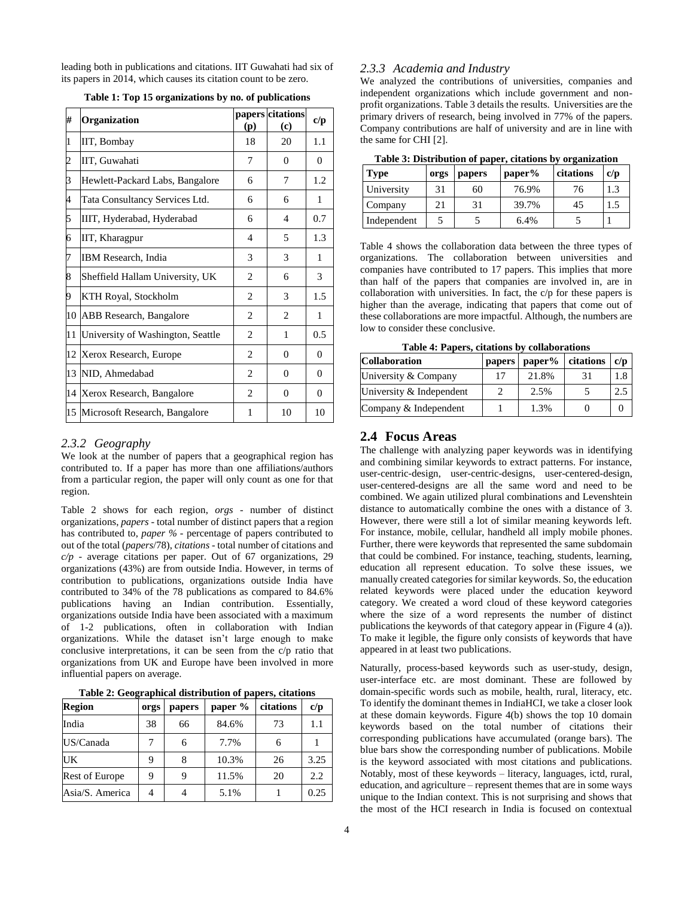leading both in publications and citations. IIT Guwahati had six of its papers in 2014, which causes its citation count to be zero.

**Table 1: Top 15 organizations by no. of publications**

| # | Organization | papers (p) | citations (c) | c/p |
|---|---|---|---|---|
| 1 | IIT, Bombay | 18 | 20 | 1.1 |
| 2 | IIT, Guwahati | 7 | 0 | 0 |
| 3 | Hewlett-Packard Labs, Bangalore | 6 | 7 | 1.2 |
| 4 | Tata Consultancy Services Ltd. | 6 | 6 | 1 |
| 5 | IIIT, Hyderabad, Hyderabad | 6 | 4 | 0.7 |
| 6 | IIT, Kharagpur | 4 | 5 | 1.3 |
| 7 | IBM Research, India | 3 | 3 | 1 |
| 8 | Sheffield Hallam University, UK | 2 | 6 | 3 |
| 9 | KTH Royal, Stockholm | 2 | 3 | 1.5 |
| 10 | ABB Research, Bangalore | 2 | 2 | 1 |
| 11 | University of Washington, Seattle | 2 | 1 | 0.5 |
| 12 | Xerox Research, Europe | 2 | 0 | 0 |
| 13 | NID, Ahmedabad | 2 | 0 | 0 |
| 14 | Xerox Research, Bangalore | 2 | 0 | 0 |
| 15 | Microsoft Research, Bangalore | 1 | 10 | 10 |

### 2.3.2 Geography

We look at the number of papers that a geographical region has contributed to. If a paper has more than one affiliations/authors from a particular region, the paper will only count as one for that region.

Table 2 shows for each region, *orgs* - number of distinct organizations, *papers* - total number of distinct papers that a region has contributed to, *paper %* - percentage of papers contributed to out of the total (*papers*/78), *citations* - total number of citations and *c/p* - average citations per paper. Out of 67 organizations, 29 organizations (43%) are from outside India. However, in terms of contribution to publications, organizations outside India have contributed to 34% of the 78 publications as compared to 84.6% publications having an Indian contribution. Essentially, organizations outside India have been associated with a maximum of 1-2 publications, often in collaboration with Indian organizations. While the dataset isn't large enough to make conclusive interpretations, it can be seen from the c/p ratio that organizations from UK and Europe have been involved in more influential papers on average.

**Table 2: Geographical distribution of papers, citations**

| Region | orgs | papers | paper % | citations | c/p |
|---|---|---|---|---|---|
| India | 38 | 66 | 84.6% | 73 | 1.1 |
| US/Canada | 7 | 6 | 7.7% | 6 | 1 |
| UK | 9 | 8 | 10.3% | 26 | 3.25 |
| Rest of Europe | 9 | 9 | 11.5% | 20 | 2.2 |
| Asia/S. America | 4 | 4 | 5.1% | 1 | 0.25 |

### 2.3.3 Academia and Industry

We analyzed the contributions of universities, companies and independent organizations which include government and non-profit organizations. Table 3 details the results. Universities are the primary drivers of research, being involved in 77% of the papers. Company contributions are half of university and are in line with the same for CHI [2].

**Table 3: Distribution of paper, citations by organization**

| Type | orgs | papers | paper% | citations | c/p |
|---|---|---|---|---|---|
| University | 31 | 60 | 76.9% | 76 | 1.3 |
| Company | 21 | 31 | 39.7% | 45 | 1.5 |
| Independent | 5 | 5 | 6.4% | 5 | 1 |

Table 4 shows the collaboration data between the three types of organizations. The collaboration between universities and companies have contributed to 17 papers. This implies that more than half of the papers that companies are involved in, are in collaboration with universities. In fact, the c/p for these papers is higher than the average, indicating that papers that come out of these collaborations are more impactful. Although, the numbers are low to consider these conclusive.

**Table 4: Papers, citations by collaborations**

| Collaboration | papers | paper% | citations | c/p |
|---|---|---|---|---|
| University & Company | 17 | 21.8% | 31 | 1.8 |
| University & Independent | 2 | 2.5% | 5 | 2.5 |
| Company & Independent | 1 | 1.3% | 0 | 0 |

## 2.4 Focus Areas

The challenge with analyzing paper keywords was in identifying and combining similar keywords to extract patterns. For instance, user-centric-design, user-centric-designs, user-centered-design, user-centered-designs are all the same word and need to be combined. We again utilized plural combinations and Levenshtein distance to automatically combine the ones with a distance of 3. However, there were still a lot of similar meaning keywords left. For instance, mobile, cellular, handheld all imply mobile phones. Further, there were keywords that represented the same subdomain that could be combined. For instance, teaching, students, learning, education all represent education. To solve these issues, we manually created categories for similar keywords. So, the education related keywords were placed under the education keyword category. We created a word cloud of these keyword categories where the size of a word represents the number of distinct publications the keywords of that category appear in (Figure 4 (a)). To make it legible, the figure only consists of keywords that have appeared in at least two publications.

Naturally, process-based keywords such as user-study, design, user-interface etc. are most dominant. These are followed by domain-specific words such as mobile, health, rural, literacy, etc. To identify the dominant themes in IndiaHCI, we take a closer look at these domain keywords. Figure 4(b) shows the top 10 domain keywords based on the total number of citations their corresponding publications have accumulated (orange bars). The blue bars show the corresponding number of publications. Mobile is the keyword associated with most citations and publications. Notably, most of these keywords – literacy, languages, ictd, rural, education, and agriculture – represent themes that are in some ways unique to the Indian context. This is not surprising and shows that the most of the HCI research in India is focused on contextual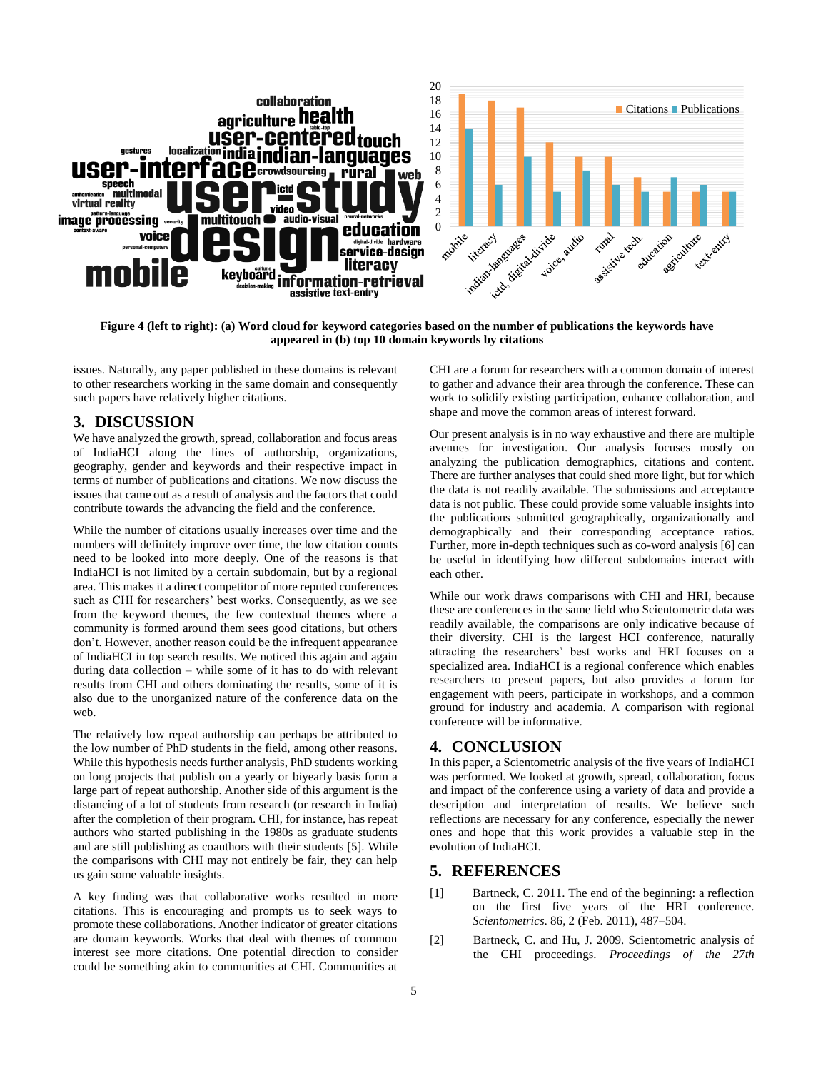Figure 4 (left to right): (a) Word cloud for keyword categories based on the number of publications the keywords have appeared in (b) top 10 domain keywords by citations

issues. Naturally, any paper published in these domains is relevant to other researchers working in the same domain and consequently such papers have relatively higher citations.

## 3. DISCUSSION

We have analyzed the growth, spread, collaboration and focus areas of IndiaHCI along the lines of authorship, organizations, geography, gender and keywords and their respective impact in terms of number of publications and citations. We now discuss the issues that came out as a result of analysis and the factors that could contribute towards the advancing the field and the conference.

While the number of citations usually increases over time and the numbers will definitely improve over time, the low citation counts need to be looked into more deeply. One of the reasons is that IndiaHCI is not limited by a certain subdomain, but by a regional area. This makes it a direct competitor of more reputed conferences such as CHI for researchers' best works. Consequently, as we see from the keyword themes, the few contextual themes where a community is formed around them sees good citations, but others don't. However, another reason could be the infrequent appearance of IndiaHCI in top search results. We noticed this again and again during data collection – while some of it has to do with relevant results from CHI and others dominating the results, some of it is also due to the unorganized nature of the conference data on the web.

The relatively low repeat authorship can perhaps be attributed to the low number of PhD students in the field, among other reasons. While this hypothesis needs further analysis, PhD students working on long projects that publish on a yearly or biyearly basis form a large part of repeat authorship. Another side of this argument is the distancing of a lot of students from research (or research in India) after the completion of their program. CHI, for instance, has repeat authors who started publishing in the 1980s as graduate students and are still publishing as coauthors with their students [5]. While the comparisons with CHI may not entirely be fair, they can help us gain some valuable insights.

A key finding was that collaborative works resulted in more citations. This is encouraging and prompts us to seek ways to promote these collaborations. Another indicator of greater citations are domain keywords. Works that deal with themes of common interest see more citations. One potential direction to consider could be something akin to communities at CHI. Communities at CHI are a forum for researchers with a common domain of interest to gather and advance their area through the conference. These can work to solidify existing participation, enhance collaboration, and shape and move the common areas of interest forward.

Our present analysis is in no way exhaustive and there are multiple avenues for investigation. Our analysis focuses mostly on analyzing the publication demographics, citations and content. There are further analyses that could shed more light, but for which the data is not readily available. The submissions and acceptance data is not public. These could provide some valuable insights into the publications submitted geographically, organizationally and demographically and their corresponding acceptance ratios. Further, more in-depth techniques such as co-word analysis [6] can be useful in identifying how different subdomains interact with each other.

While our work draws comparisons with CHI and HRI, because these are conferences in the same field who Scientometric data was readily available, the comparisons are only indicative because of their diversity. CHI is the largest HCI conference, naturally attracting the researchers' best works and HRI focuses on a specialized area. IndiaHCI is a regional conference which enables researchers to present papers, but also provides a forum for engagement with peers, participate in workshops, and a common ground for industry and academia. A comparison with regional conference will be informative.

## 4. CONCLUSION

In this paper, a Scientometric analysis of the five years of IndiaHCI was performed. We looked at growth, spread, collaboration, focus and impact of the conference using a variety of data and provide a description and interpretation of results. We believe such reflections are necessary for any conference, especially the newer ones and hope that this work provides a valuable step in the evolution of IndiaHCI.

## 5. REFERENCES

[1] Bartneck, C. 2011. The end of the beginning: a reflection on the first five years of the HRI conference. *Scientometrics*. 86, 2 (Feb. 2011), 487–504.

[2] Bartneck, C. and Hu, J. 2009. Scientometric analysis of the CHI proceedings. *Proceedings of the 27th*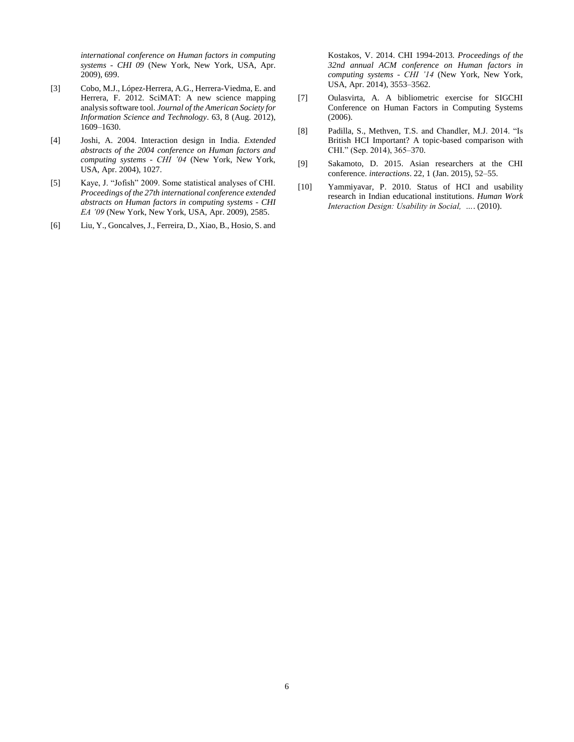*international conference on Human factors in computing systems - CHI 09* (New York, New York, USA, Apr. 2009), 699.

[3] Cobo, M.J., López-Herrera, A.G., Herrera-Viedma, E. and Herrera, F. 2012. SciMAT: A new science mapping analysis software tool. *Journal of the American Society for Information Science and Technology*. 63, 8 (Aug. 2012), 1609–1630.

[4] Joshi, A. 2004. Interaction design in India. *Extended abstracts of the 2004 conference on Human factors and computing systems - CHI '04* (New York, New York, USA, Apr. 2004), 1027.

[5] Kaye, J. "Jofish" 2009. Some statistical analyses of CHI. *Proceedings of the 27th international conference extended abstracts on Human factors in computing systems - CHI EA '09* (New York, New York, USA, Apr. 2009), 2585.

[6] Liu, Y., Goncalves, J., Ferreira, D., Xiao, B., Hosio, S. and Kostakos, V. 2014. CHI 1994-2013. *Proceedings of the 32nd annual ACM conference on Human factors in computing systems - CHI '14* (New York, New York, USA, Apr. 2014), 3553–3562.

[7] Oulasvirta, A. A bibliometric exercise for SIGCHI Conference on Human Factors in Computing Systems (2006).

[8] Padilla, S., Methven, T.S. and Chandler, M.J. 2014. "Is British HCI Important? A topic-based comparison with CHI." (Sep. 2014), 365–370.

[9] Sakamoto, D. 2015. Asian researchers at the CHI conference. *interactions*. 22, 1 (Jan. 2015), 52–55.

[10] Yammiyavar, P. 2010. Status of HCI and usability research in Indian educational institutions. *Human Work Interaction Design: Usability in Social, …*. (2010).